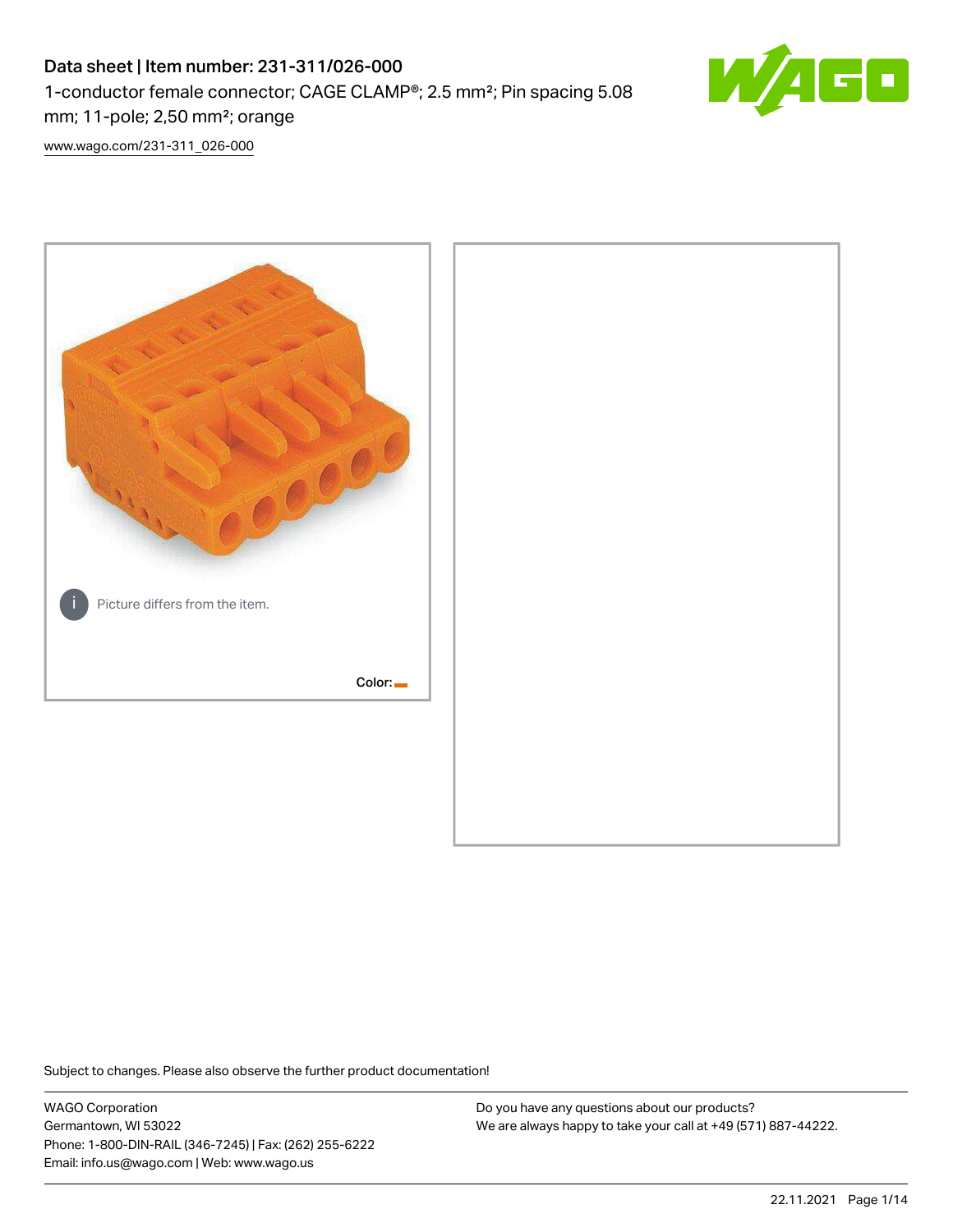# Data sheet | Item number: 231-311/026-000

1-conductor female connector; CAGE CLAMP®; 2.5 mm²; Pin spacing 5.08 mm; 11-pole; 2,50 mm²; orange

www.wago.com/231-311_026-000

Picture differs from the item.

Color:

Subject to changes. Please also observe the further product documentation!

WAGO Corporation
Germantown, WI 53022
Phone: 1-800-DIN-RAIL (346-7245) | Fax: (262) 255-6222
Email: info.us@wago.com | Web: www.wago.us

Do you have any questions about our products?
We are always happy to take your call at +49 (571) 887-44222.

22.11.2021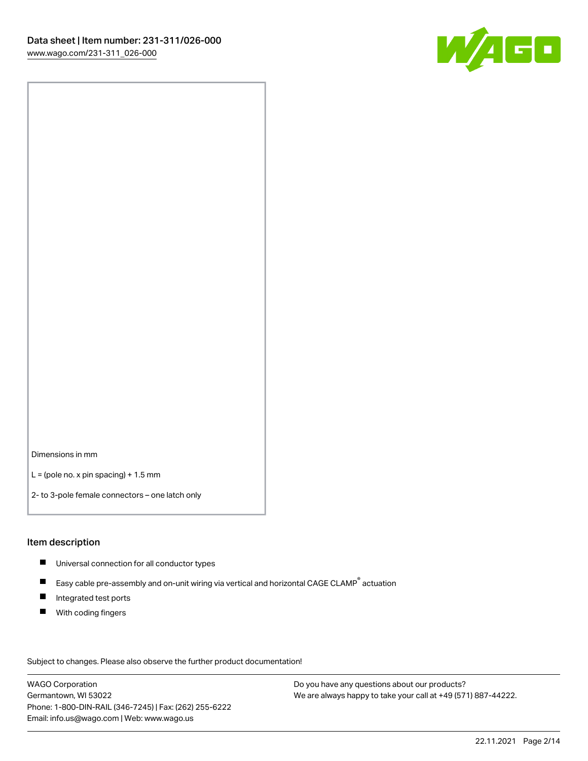Dimensions in mm

L = (pole no. x pin spacing) + 1.5 mm

2- to 3-pole female connectors – one latch only

## Item description

- Universal connection for all conductor types
- Easy cable pre-assembly and on-unit wiring via vertical and horizontal CAGE CLAMP® actuation
- Integrated test ports
- With coding fingers

Subject to changes. Please also observe the further product documentation!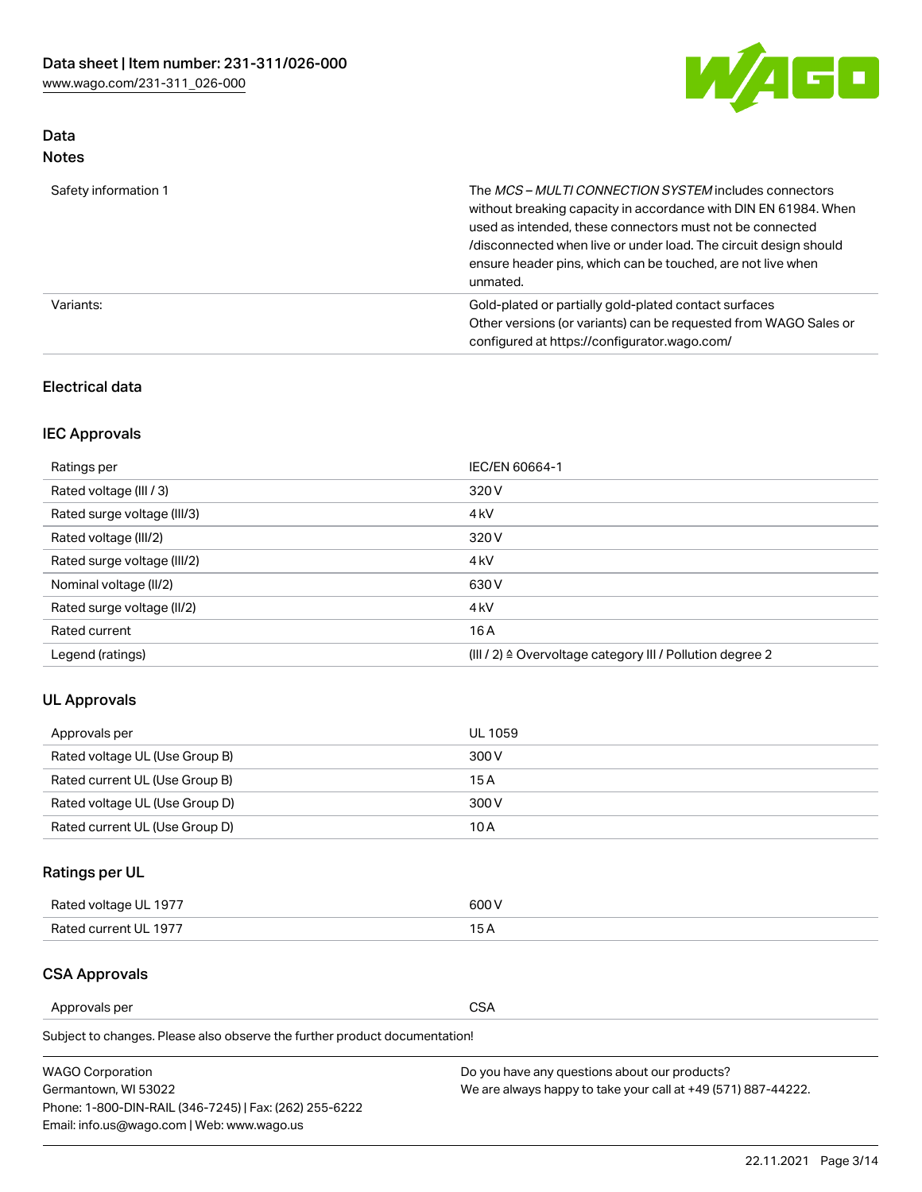## Data

### Notes

| | |
|---|---|
| Safety information 1 | The *MCS – MULTI CONNECTION SYSTEM* includes connectors without breaking capacity in accordance with DIN EN 61984. When used as intended, these connectors must not be connected /disconnected when live or under load. The circuit design should ensure header pins, which can be touched, are not live when unmated. |
| Variants: | Gold-plated or partially gold-plated contact surfaces<br>Other versions (or variants) can be requested from WAGO Sales or configured at https://configurator.wago.com/ |

## Electrical data

### IEC Approvals

| | |
|---|---|
| Ratings per | IEC/EN 60664-1 |
| Rated voltage (III / 3) | 320 V |
| Rated surge voltage (III/3) | 4 kV |
| Rated voltage (III/2) | 320 V |
| Rated surge voltage (III/2) | 4 kV |
| Nominal voltage (II/2) | 630 V |
| Rated surge voltage (II/2) | 4 kV |
| Rated current | 16 A |
| Legend (ratings) | (III / 2) ≙ Overvoltage category III / Pollution degree 2 |

### UL Approvals

| | |
|---|---|
| Approvals per | UL 1059 |
| Rated voltage UL (Use Group B) | 300 V |
| Rated current UL (Use Group B) | 15 A |
| Rated voltage UL (Use Group D) | 300 V |
| Rated current UL (Use Group D) | 10 A |

### Ratings per UL

| | |
|---|---|
| Rated voltage UL 1977 | 600 V |
| Rated current UL 1977 | 15 A |

### CSA Approvals

| | |
|---|---|
| Approvals per | CSA |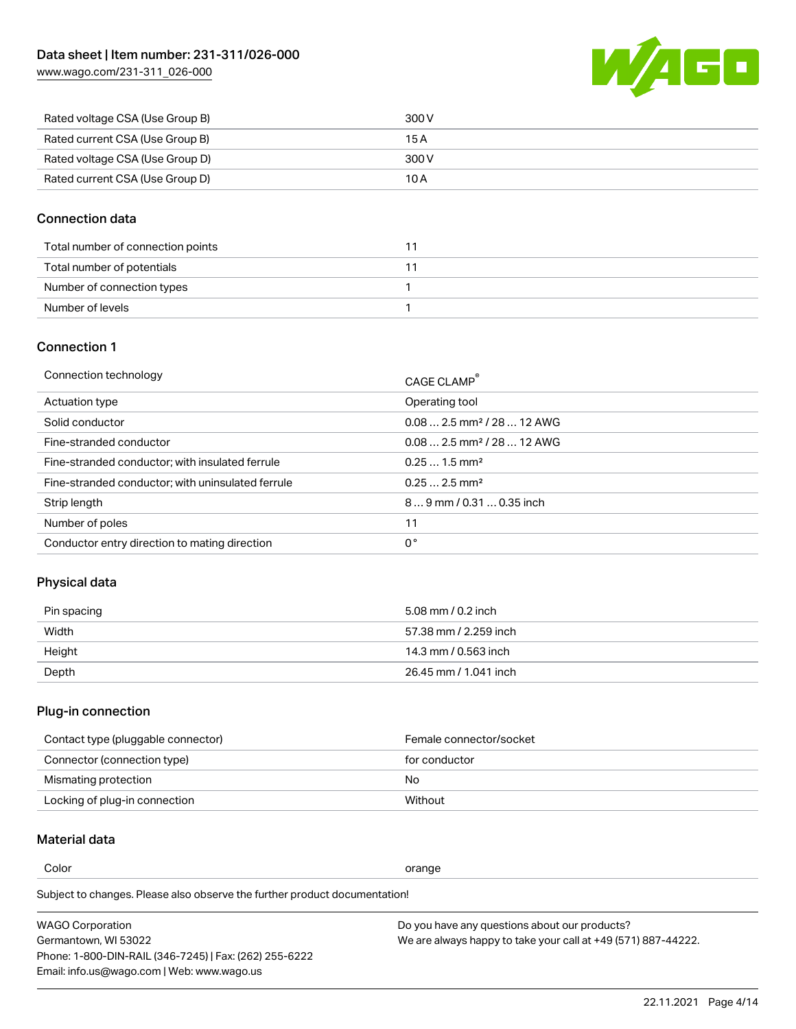| | |
|---|---|
| Rated voltage CSA (Use Group B) | 300 V |
| Rated current CSA (Use Group B) | 15 A |
| Rated voltage CSA (Use Group D) | 300 V |
| Rated current CSA (Use Group D) | 10 A |

## Connection data

| | |
|---|---|
| Total number of connection points | 11 |
| Total number of potentials | 11 |
| Number of connection types | 1 |
| Number of levels | 1 |

## Connection 1

| | |
|---|---|
| Connection technology | CAGE CLAMP® |
| Actuation type | Operating tool |
| Solid conductor | 0.08 … 2.5 mm² / 28 … 12 AWG |
| Fine-stranded conductor | 0.08 … 2.5 mm² / 28 … 12 AWG |
| Fine-stranded conductor; with insulated ferrule | 0.25 … 1.5 mm² |
| Fine-stranded conductor; with uninsulated ferrule | 0.25 … 2.5 mm² |
| Strip length | 8 … 9 mm / 0.31 … 0.35 inch |
| Number of poles | 11 |
| Conductor entry direction to mating direction | 0 ° |

## Physical data

| | |
|---|---|
| Pin spacing | 5.08 mm / 0.2 inch |
| Width | 57.38 mm / 2.259 inch |
| Height | 14.3 mm / 0.563 inch |
| Depth | 26.45 mm / 1.041 inch |

## Plug-in connection

| | |
|---|---|
| Contact type (pluggable connector) | Female connector/socket |
| Connector (connection type) | for conductor |
| Mismating protection | No |
| Locking of plug-in connection | Without |

## Material data

| | |
|---|---|
| Color | orange |

Subject to changes. Please also observe the further product documentation!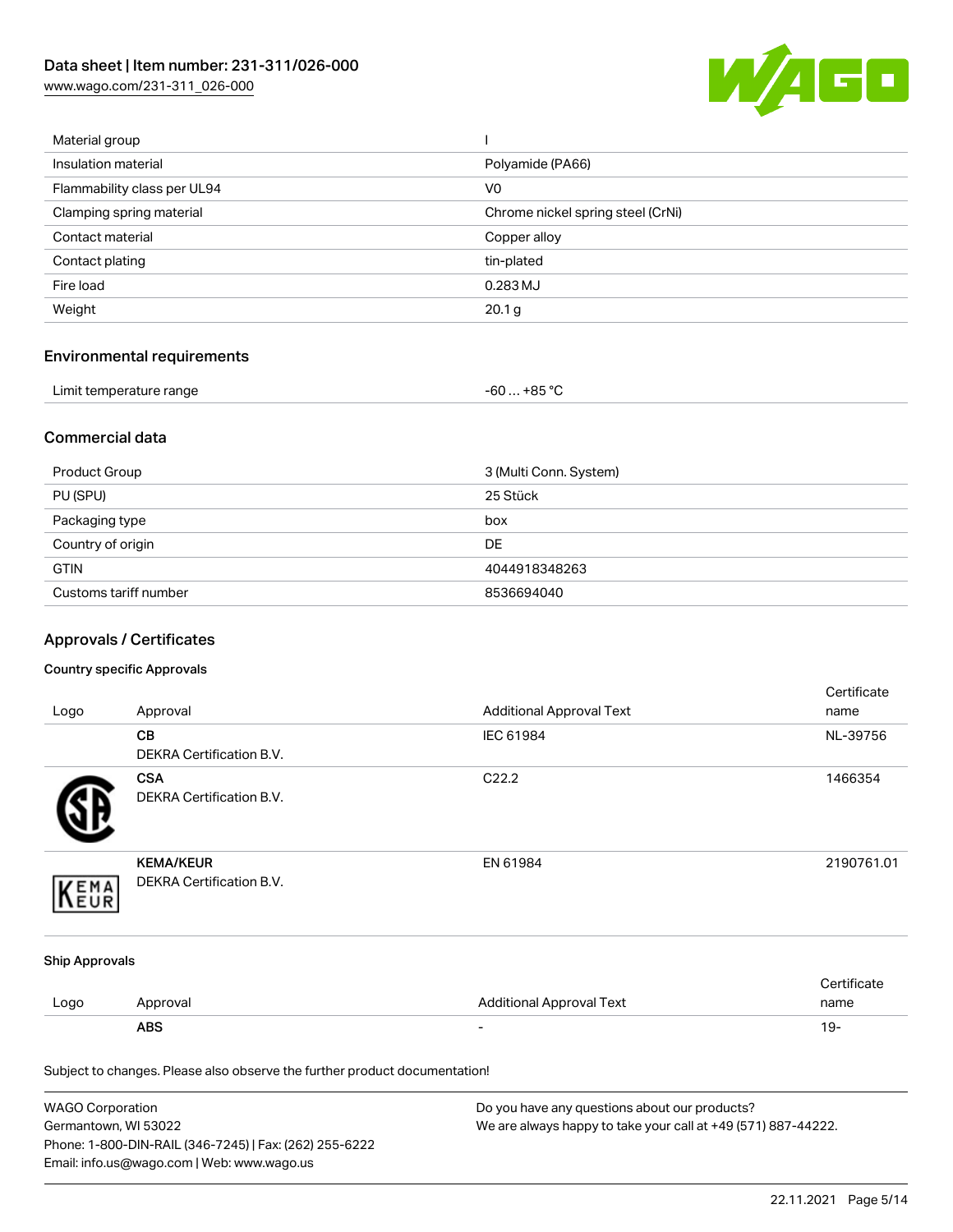| | |
|---|---|
| Material group | I |
| Insulation material | Polyamide (PA66) |
| Flammability class per UL94 | V0 |
| Clamping spring material | Chrome nickel spring steel (CrNi) |
| Contact material | Copper alloy |
| Contact plating | tin-plated |
| Fire load | 0.283 MJ |
| Weight | 20.1 g |

## Environmental requirements

| | |
|---|---|
| Limit temperature range | -60 … +85 °C |

## Commercial data

| | |
|---|---|
| Product Group | 3 (Multi Conn. System) |
| PU (SPU) | 25 Stück |
| Packaging type | box |
| Country of origin | DE |
| GTIN | 4044918348263 |
| Customs tariff number | 8536694040 |

## Approvals / Certificates

### Country specific Approvals

| Logo | Approval | Additional Approval Text | Certificate name |
|---|---|---|---|
| | **CB**<br>DEKRA Certification B.V. | IEC 61984 | NL-39756 |
| | **CSA**<br>DEKRA Certification B.V. | C22.2 | 1466354 |
| | **KEMA/KEUR**<br>DEKRA Certification B.V. | EN 61984 | 2190761.01 |

### Ship Approvals

| Logo | Approval | Additional Approval Text | Certificate name |
|---|---|---|---|
| | **ABS** | - | 19- |

Subject to changes. Please also observe the further product documentation!

WAGO Corporation
Germantown, WI 53022
Phone: 1-800-DIN-RAIL (346-7245) | Fax: (262) 255-6222
Email: info.us@wago.com | Web: www.wago.us

Do you have any questions about our products?
We are always happy to take your call at +49 (571) 887-44222.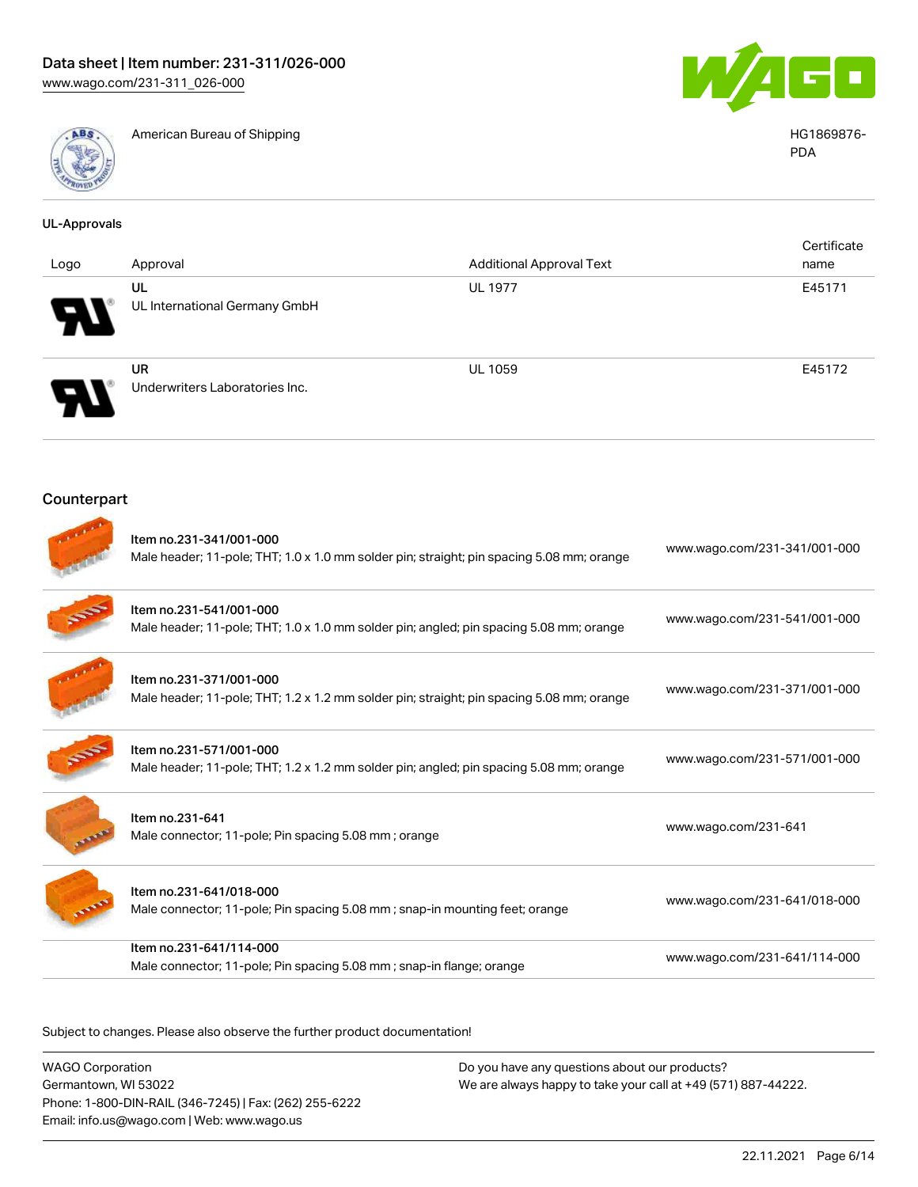| | American Bureau of Shipping | HG1869876-PDA |
|---|---|---|

## UL-Approvals

| Logo | Approval | Additional Approval Text | Certificate name |
|---|---|---|---|
| | UL<br>UL International Germany GmbH | UL 1977 | E45171 |
| | UR<br>Underwriters Laboratories Inc. | UL 1059 | E45172 |

## Counterpart

| Item | Description | Link |
|---|---|---|
| Item no.231-341/001-000 | Male header; 11-pole; THT; 1.0 x 1.0 mm solder pin; straight; pin spacing 5.08 mm; orange | www.wago.com/231-341/001-000 |
| Item no.231-541/001-000 | Male header; 11-pole; THT; 1.0 x 1.0 mm solder pin; angled; pin spacing 5.08 mm; orange | www.wago.com/231-541/001-000 |
| Item no.231-371/001-000 | Male header; 11-pole; THT; 1.2 x 1.2 mm solder pin; straight; pin spacing 5.08 mm; orange | www.wago.com/231-371/001-000 |
| Item no.231-571/001-000 | Male header; 11-pole; THT; 1.2 x 1.2 mm solder pin; angled; pin spacing 5.08 mm; orange | www.wago.com/231-571/001-000 |
| Item no.231-641 | Male connector; 11-pole; Pin spacing 5.08 mm ; orange | www.wago.com/231-641 |
| Item no.231-641/018-000 | Male connector; 11-pole; Pin spacing 5.08 mm ; snap-in mounting feet; orange | www.wago.com/231-641/018-000 |
| Item no.231-641/114-000 | Male connector; 11-pole; Pin spacing 5.08 mm ; snap-in flange; orange | www.wago.com/231-641/114-000 |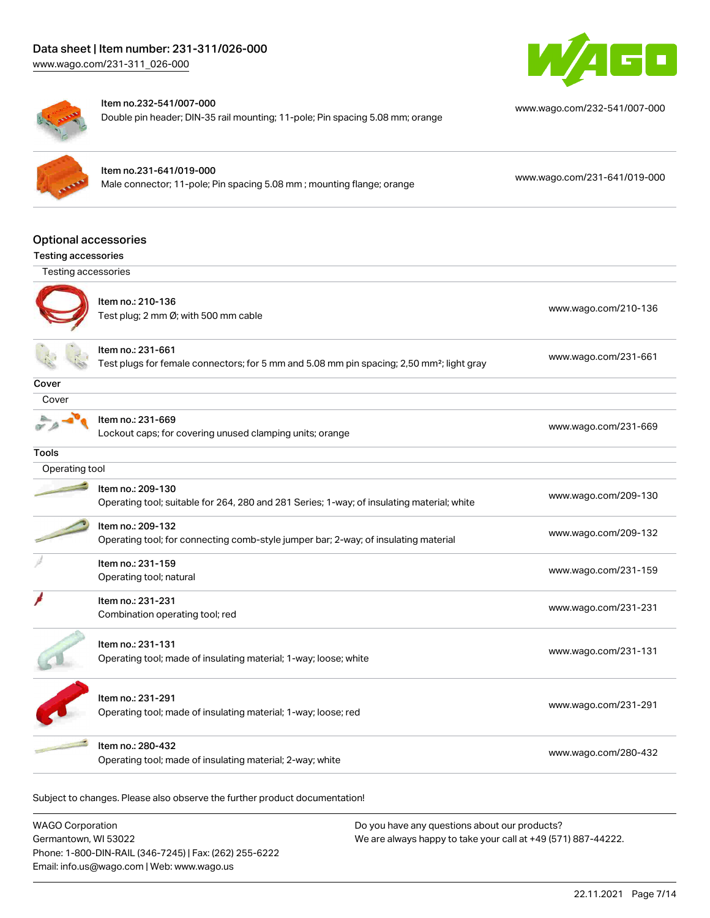| | |
|---|---|
| Item no.232-541/007-000<br>Double pin header; DIN-35 rail mounting; 11-pole; Pin spacing 5.08 mm; orange | www.wago.com/232-541/007-000 |
| Item no.231-641/019-000<br>Male connector; 11-pole; Pin spacing 5.08 mm ; mounting flange; orange | www.wago.com/231-641/019-000 |

## Optional accessories

### Testing accessories

| Testing accessories | |
|---|---|
| Item no.: 210-136<br>Test plug; 2 mm Ø; with 500 mm cable | www.wago.com/210-136 |
| Item no.: 231-661<br>Test plugs for female connectors; for 5 mm and 5.08 mm pin spacing; 2,50 mm²; light gray | www.wago.com/231-661 |

### Cover

| Cover | |
|---|---|
| Item no.: 231-669<br>Lockout caps; for covering unused clamping units; orange | www.wago.com/231-669 |

### Tools

| Operating tool | |
|---|---|
| Item no.: 209-130<br>Operating tool; suitable for 264, 280 and 281 Series; 1-way; of insulating material; white | www.wago.com/209-130 |
| Item no.: 209-132<br>Operating tool; for connecting comb-style jumper bar; 2-way; of insulating material | www.wago.com/209-132 |
| Item no.: 231-159<br>Operating tool; natural | www.wago.com/231-159 |
| Item no.: 231-231<br>Combination operating tool; red | www.wago.com/231-231 |
| Item no.: 231-131<br>Operating tool; made of insulating material; 1-way; loose; white | www.wago.com/231-131 |
| Item no.: 231-291<br>Operating tool; made of insulating material; 1-way; loose; red | www.wago.com/231-291 |
| Item no.: 280-432<br>Operating tool; made of insulating material; 2-way; white | www.wago.com/280-432 |

Subject to changes. Please also observe the further product documentation!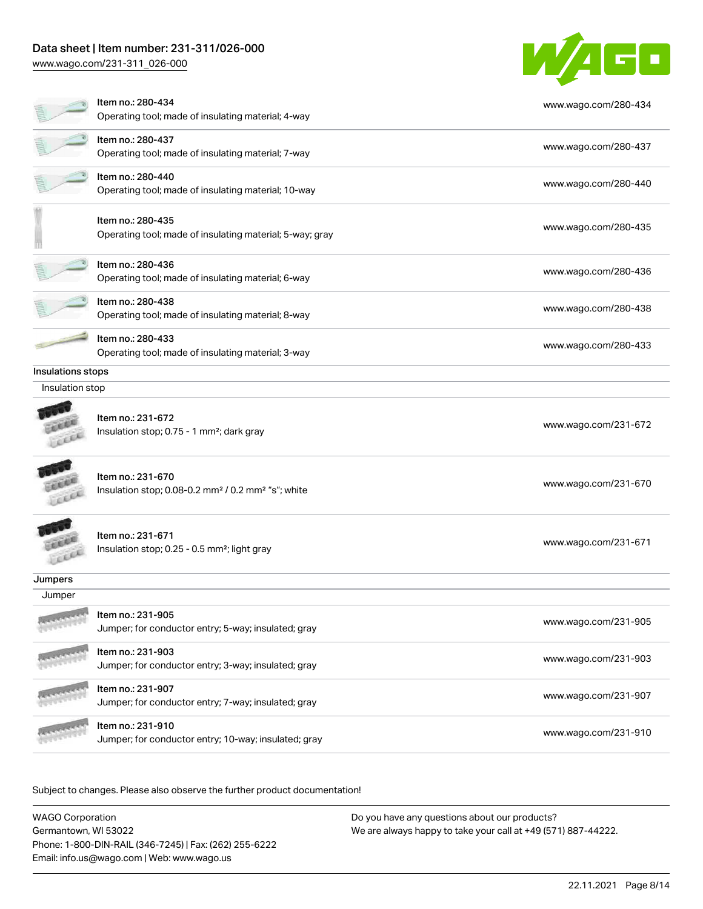| | |
|---|---|
| Item no.: 280-434<br>Operating tool; made of insulating material; 4-way | www.wago.com/280-434 |
| Item no.: 280-437<br>Operating tool; made of insulating material; 7-way | www.wago.com/280-437 |
| Item no.: 280-440<br>Operating tool; made of insulating material; 10-way | www.wago.com/280-440 |
| Item no.: 280-435<br>Operating tool; made of insulating material; 5-way; gray | www.wago.com/280-435 |
| Item no.: 280-436<br>Operating tool; made of insulating material; 6-way | www.wago.com/280-436 |
| Item no.: 280-438<br>Operating tool; made of insulating material; 8-way | www.wago.com/280-438 |
| Item no.: 280-433<br>Operating tool; made of insulating material; 3-way | www.wago.com/280-433 |

## Insulations stops

### Insulation stop

| | |
|---|---|
| Item no.: 231-672<br>Insulation stop; 0.75 - 1 mm²; dark gray | www.wago.com/231-672 |
| Item no.: 231-670<br>Insulation stop; 0.08-0.2 mm² / 0.2 mm² "s"; white | www.wago.com/231-670 |
| Item no.: 231-671<br>Insulation stop; 0.25 - 0.5 mm²; light gray | www.wago.com/231-671 |

## Jumpers

### Jumper

| | |
|---|---|
| Item no.: 231-905<br>Jumper; for conductor entry; 5-way; insulated; gray | www.wago.com/231-905 |
| Item no.: 231-903<br>Jumper; for conductor entry; 3-way; insulated; gray | www.wago.com/231-903 |
| Item no.: 231-907<br>Jumper; for conductor entry; 7-way; insulated; gray | www.wago.com/231-907 |
| Item no.: 231-910<br>Jumper; for conductor entry; 10-way; insulated; gray | www.wago.com/231-910 |

Subject to changes. Please also observe the further product documentation!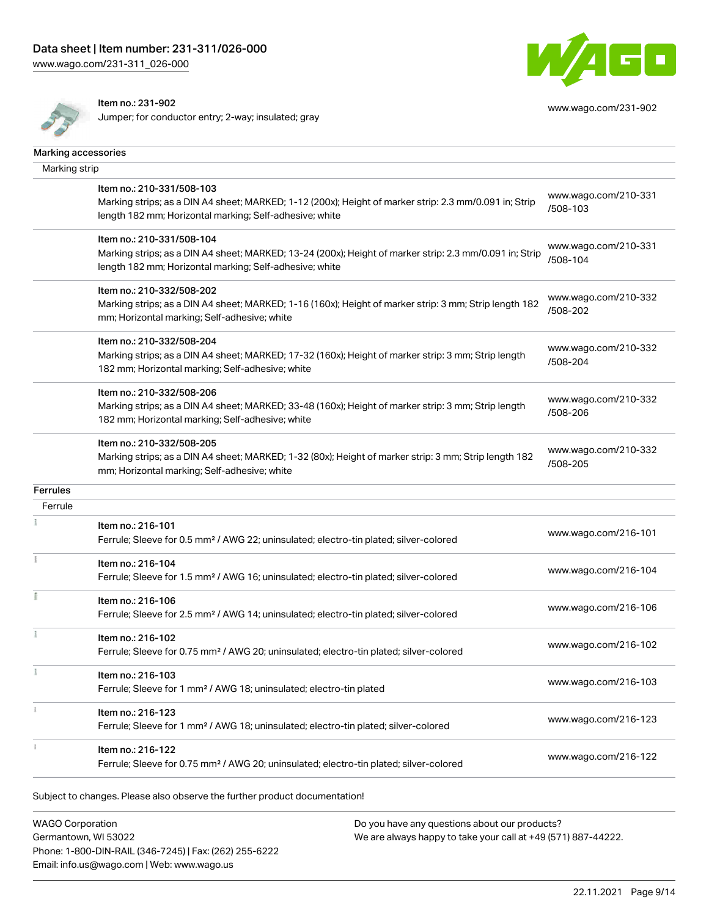Item no.: 231-902
Jumper; for conductor entry; 2-way; insulated; gray

www.wago.com/231-902

## Marking accessories

### Marking strip

| Item | Link |
|---|---|
| Item no.: 210-331/508-103<br>Marking strips; as a DIN A4 sheet; MARKED; 1-12 (200x); Height of marker strip: 2.3 mm/0.091 in; Strip length 182 mm; Horizontal marking; Self-adhesive; white | www.wago.com/210-331/508-103 |
| Item no.: 210-331/508-104<br>Marking strips; as a DIN A4 sheet; MARKED; 13-24 (200x); Height of marker strip: 2.3 mm/0.091 in; Strip length 182 mm; Horizontal marking; Self-adhesive; white | www.wago.com/210-331/508-104 |
| Item no.: 210-332/508-202<br>Marking strips; as a DIN A4 sheet; MARKED; 1-16 (160x); Height of marker strip: 3 mm; Strip length 182 mm; Horizontal marking; Self-adhesive; white | www.wago.com/210-332/508-202 |
| Item no.: 210-332/508-204<br>Marking strips; as a DIN A4 sheet; MARKED; 17-32 (160x); Height of marker strip: 3 mm; Strip length 182 mm; Horizontal marking; Self-adhesive; white | www.wago.com/210-332/508-204 |
| Item no.: 210-332/508-206<br>Marking strips; as a DIN A4 sheet; MARKED; 33-48 (160x); Height of marker strip: 3 mm; Strip length 182 mm; Horizontal marking; Self-adhesive; white | www.wago.com/210-332/508-206 |
| Item no.: 210-332/508-205<br>Marking strips; as a DIN A4 sheet; MARKED; 1-32 (80x); Height of marker strip: 3 mm; Strip length 182 mm; Horizontal marking; Self-adhesive; white | www.wago.com/210-332/508-205 |

## Ferrules

### Ferrule

| Item | Link |
|---|---|
| Item no.: 216-101<br>Ferrule; Sleeve for 0.5 mm² / AWG 22; uninsulated; electro-tin plated; silver-colored | www.wago.com/216-101 |
| Item no.: 216-104<br>Ferrule; Sleeve for 1.5 mm² / AWG 16; uninsulated; electro-tin plated; silver-colored | www.wago.com/216-104 |
| Item no.: 216-106<br>Ferrule; Sleeve for 2.5 mm² / AWG 14; uninsulated; electro-tin plated; silver-colored | www.wago.com/216-106 |
| Item no.: 216-102<br>Ferrule; Sleeve for 0.75 mm² / AWG 20; uninsulated; electro-tin plated; silver-colored | www.wago.com/216-102 |
| Item no.: 216-103<br>Ferrule; Sleeve for 1 mm² / AWG 18; uninsulated; electro-tin plated | www.wago.com/216-103 |
| Item no.: 216-123<br>Ferrule; Sleeve for 1 mm² / AWG 18; uninsulated; electro-tin plated; silver-colored | www.wago.com/216-123 |
| Item no.: 216-122<br>Ferrule; Sleeve for 0.75 mm² / AWG 20; uninsulated; electro-tin plated; silver-colored | www.wago.com/216-122 |

Subject to changes. Please also observe the further product documentation!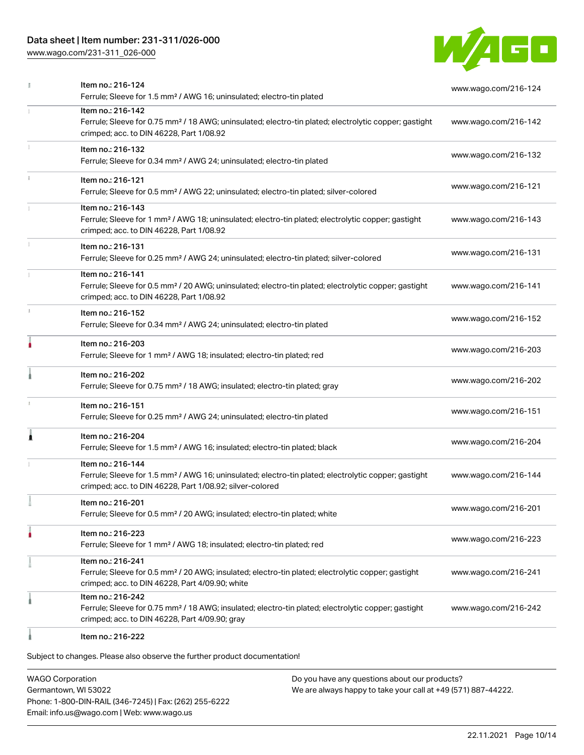| | | |
|---|---|---|
| | Item no.: 216-124<br>Ferrule; Sleeve for 1.5 mm² / AWG 16; uninsulated; electro-tin plated | www.wago.com/216-124 |
| | Item no.: 216-142<br>Ferrule; Sleeve for 0.75 mm² / 18 AWG; uninsulated; electro-tin plated; electrolytic copper; gastight crimped; acc. to DIN 46228, Part 1/08.92 | www.wago.com/216-142 |
| | Item no.: 216-132<br>Ferrule; Sleeve for 0.34 mm² / AWG 24; uninsulated; electro-tin plated | www.wago.com/216-132 |
| | Item no.: 216-121<br>Ferrule; Sleeve for 0.5 mm² / AWG 22; uninsulated; electro-tin plated; silver-colored | www.wago.com/216-121 |
| | Item no.: 216-143<br>Ferrule; Sleeve for 1 mm² / AWG 18; uninsulated; electro-tin plated; electrolytic copper; gastight crimped; acc. to DIN 46228, Part 1/08.92 | www.wago.com/216-143 |
| | Item no.: 216-131<br>Ferrule; Sleeve for 0.25 mm² / AWG 24; uninsulated; electro-tin plated; silver-colored | www.wago.com/216-131 |
| | Item no.: 216-141<br>Ferrule; Sleeve for 0.5 mm² / 20 AWG; uninsulated; electro-tin plated; electrolytic copper; gastight crimped; acc. to DIN 46228, Part 1/08.92 | www.wago.com/216-141 |
| | Item no.: 216-152<br>Ferrule; Sleeve for 0.34 mm² / AWG 24; uninsulated; electro-tin plated | www.wago.com/216-152 |
| | Item no.: 216-203<br>Ferrule; Sleeve for 1 mm² / AWG 18; insulated; electro-tin plated; red | www.wago.com/216-203 |
| | Item no.: 216-202<br>Ferrule; Sleeve for 0.75 mm² / 18 AWG; insulated; electro-tin plated; gray | www.wago.com/216-202 |
| | Item no.: 216-151<br>Ferrule; Sleeve for 0.25 mm² / AWG 24; uninsulated; electro-tin plated | www.wago.com/216-151 |
| | Item no.: 216-204<br>Ferrule; Sleeve for 1.5 mm² / AWG 16; insulated; electro-tin plated; black | www.wago.com/216-204 |
| | Item no.: 216-144<br>Ferrule; Sleeve for 1.5 mm² / AWG 16; uninsulated; electro-tin plated; electrolytic copper; gastight crimped; acc. to DIN 46228, Part 1/08.92; silver-colored | www.wago.com/216-144 |
| | Item no.: 216-201<br>Ferrule; Sleeve for 0.5 mm² / 20 AWG; insulated; electro-tin plated; white | www.wago.com/216-201 |
| | Item no.: 216-223<br>Ferrule; Sleeve for 1 mm² / AWG 18; insulated; electro-tin plated; red | www.wago.com/216-223 |
| | Item no.: 216-241<br>Ferrule; Sleeve for 0.5 mm² / 20 AWG; insulated; electro-tin plated; electrolytic copper; gastight crimped; acc. to DIN 46228, Part 4/09.90; white | www.wago.com/216-241 |
| | Item no.: 216-242<br>Ferrule; Sleeve for 0.75 mm² / 18 AWG; insulated; electro-tin plated; electrolytic copper; gastight crimped; acc. to DIN 46228, Part 4/09.90; gray | www.wago.com/216-242 |
| | Item no.: 216-222 | |

Subject to changes. Please also observe the further product documentation!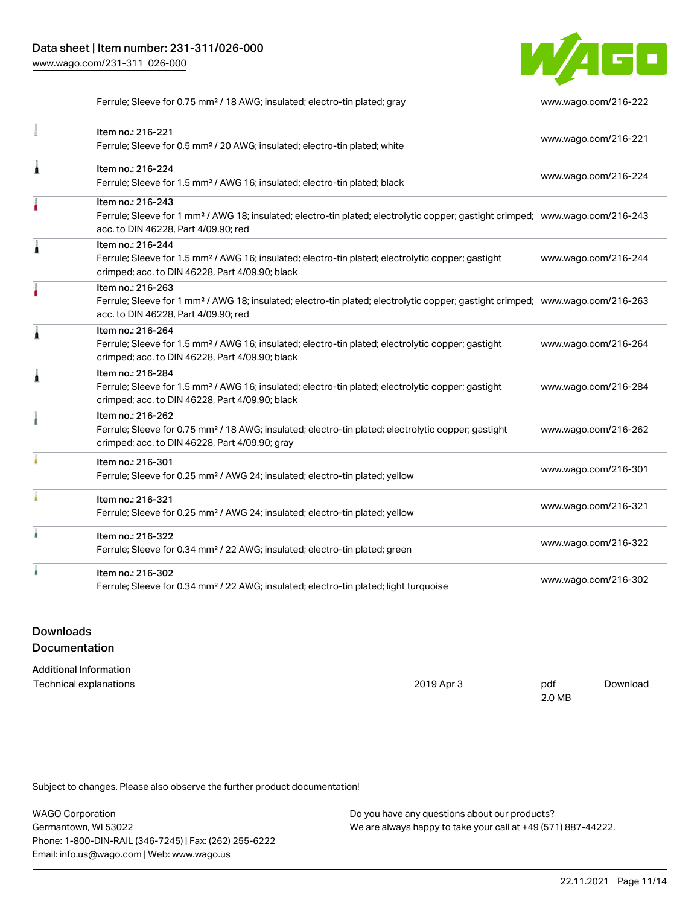| | | |
|---|---|---|
| | Ferrule; Sleeve for 0.75 mm² / 18 AWG; insulated; electro-tin plated; gray | www.wago.com/216-222 |
| | Item no.: 216-221<br>Ferrule; Sleeve for 0.5 mm² / 20 AWG; insulated; electro-tin plated; white | www.wago.com/216-221 |
| | Item no.: 216-224<br>Ferrule; Sleeve for 1.5 mm² / AWG 16; insulated; electro-tin plated; black | www.wago.com/216-224 |
| | Item no.: 216-243<br>Ferrule; Sleeve for 1 mm² / AWG 18; insulated; electro-tin plated; electrolytic copper; gastight crimped; acc. to DIN 46228, Part 4/09.90; red | www.wago.com/216-243 |
| | Item no.: 216-244<br>Ferrule; Sleeve for 1.5 mm² / AWG 16; insulated; electro-tin plated; electrolytic copper; gastight crimped; acc. to DIN 46228, Part 4/09.90; black | www.wago.com/216-244 |
| | Item no.: 216-263<br>Ferrule; Sleeve for 1 mm² / AWG 18; insulated; electro-tin plated; electrolytic copper; gastight crimped; acc. to DIN 46228, Part 4/09.90; red | www.wago.com/216-263 |
| | Item no.: 216-264<br>Ferrule; Sleeve for 1.5 mm² / AWG 16; insulated; electro-tin plated; electrolytic copper; gastight crimped; acc. to DIN 46228, Part 4/09.90; black | www.wago.com/216-264 |
| | Item no.: 216-284<br>Ferrule; Sleeve for 1.5 mm² / AWG 16; insulated; electro-tin plated; electrolytic copper; gastight crimped; acc. to DIN 46228, Part 4/09.90; black | www.wago.com/216-284 |
| | Item no.: 216-262<br>Ferrule; Sleeve for 0.75 mm² / 18 AWG; insulated; electro-tin plated; electrolytic copper; gastight crimped; acc. to DIN 46228, Part 4/09.90; gray | www.wago.com/216-262 |
| | Item no.: 216-301<br>Ferrule; Sleeve for 0.25 mm² / AWG 24; insulated; electro-tin plated; yellow | www.wago.com/216-301 |
| | Item no.: 216-321<br>Ferrule; Sleeve for 0.25 mm² / AWG 24; insulated; electro-tin plated; yellow | www.wago.com/216-321 |
| | Item no.: 216-322<br>Ferrule; Sleeve for 0.34 mm² / 22 AWG; insulated; electro-tin plated; green | www.wago.com/216-322 |
| | Item no.: 216-302<br>Ferrule; Sleeve for 0.34 mm² / 22 AWG; insulated; electro-tin plated; light turquoise | www.wago.com/216-302 |

## Downloads
## Documentation

**Additional Information**

| | | | |
|---|---|---|---|
| Technical explanations | 2019 Apr 3 | pdf<br>2.0 MB | Download |

Subject to changes. Please also observe the further product documentation!

WAGO Corporation
Germantown, WI 53022
Phone: 1-800-DIN-RAIL (346-7245) | Fax: (262) 255-6222
Email: info.us@wago.com | Web: www.wago.us

Do you have any questions about our products?
We are always happy to take your call at +49 (571) 887-44222.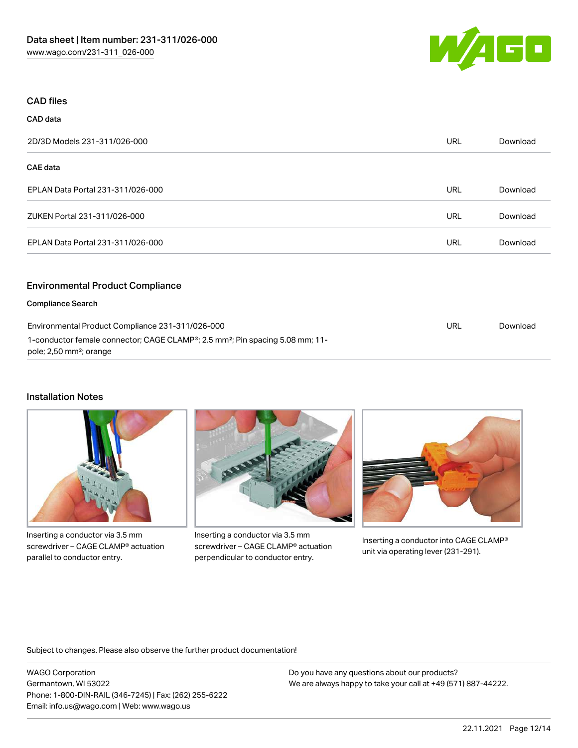## CAD files

### CAD data

| | | |
|---|---|---|
| 2D/3D Models 231-311/026-000 | URL | Download |

### CAE data

| | | |
|---|---|---|
| EPLAN Data Portal 231-311/026-000 | URL | Download |
| ZUKEN Portal 231-311/026-000 | URL | Download |
| EPLAN Data Portal 231-311/026-000 | URL | Download |

## Environmental Product Compliance

### Compliance Search

| | | |
|---|---|---|
| Environmental Product Compliance 231-311/026-000<br>1-conductor female connector; CAGE CLAMP®; 2.5 mm²; Pin spacing 5.08 mm; 11-pole; 2,50 mm²; orange | URL | Download |

## Installation Notes

Inserting a conductor via 3.5 mm screwdriver – CAGE CLAMP® actuation parallel to conductor entry.

Inserting a conductor via 3.5 mm screwdriver – CAGE CLAMP® actuation perpendicular to conductor entry.

Inserting a conductor into CAGE CLAMP® unit via operating lever (231-291).

Subject to changes. Please also observe the further product documentation!

WAGO Corporation
Germantown, WI 53022
Phone: 1-800-DIN-RAIL (346-7245) | Fax: (262) 255-6222
Email: info.us@wago.com | Web: www.wago.us

Do you have any questions about our products?
We are always happy to take your call at +49 (571) 887-44222.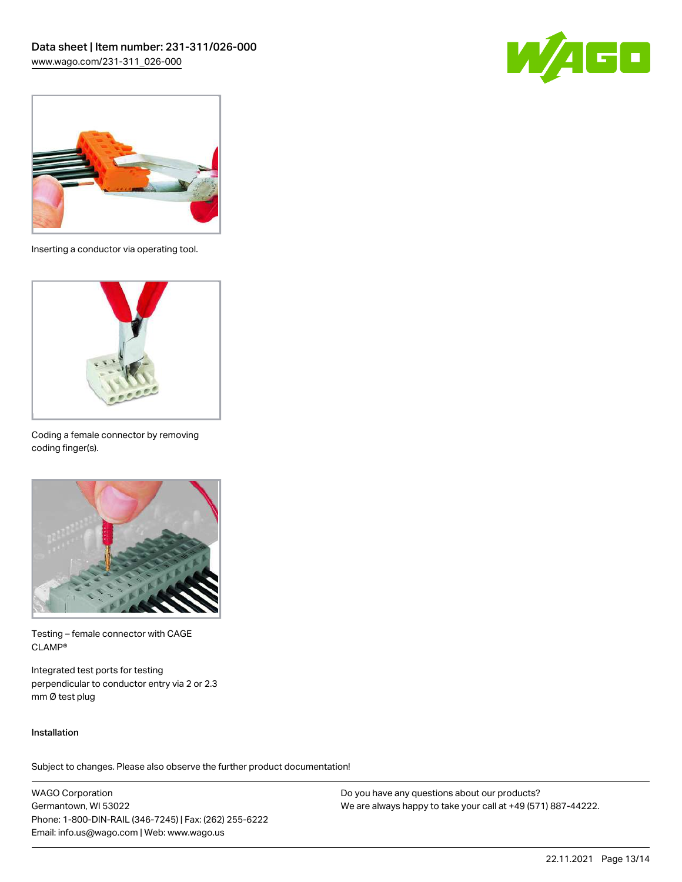Inserting a conductor via operating tool.

Coding a female connector by removing coding finger(s).

Testing – female connector with CAGE CLAMP®

Integrated test ports for testing perpendicular to conductor entry via 2 or 2.3 mm Ø test plug

## Installation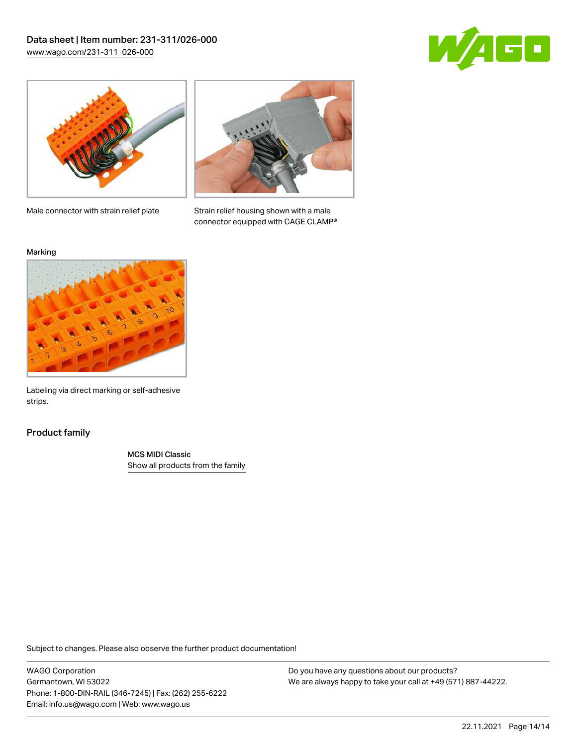Male connector with strain relief plate

Strain relief housing shown with a male connector equipped with CAGE CLAMP®

Marking

Labeling via direct marking or self-adhesive strips.

## Product family

MCS MIDI Classic
Show all products from the family

Subject to changes. Please also observe the further product documentation!

WAGO Corporation
Germantown, WI 53022
Phone: 1-800-DIN-RAIL (346-7245) | Fax: (262) 255-6222
Email: info.us@wago.com | Web: www.wago.us

Do you have any questions about our products?
We are always happy to take your call at +49 (571) 887-44222.